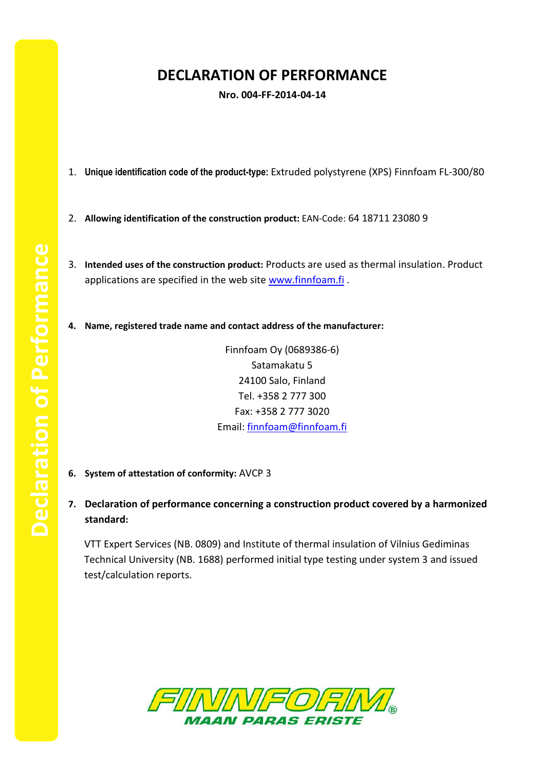# DECLARATION OF PERFORMANCE

**Nro. 004-FF-2014-04-14**

1. **Unique identification code of the product-type:** Extruded polystyrene (XPS) Finnfoam FL-300/80

2. **Allowing identification of the construction product:** EAN-Code: 64 18711 23080 9

3. **Intended uses of the construction product:** Products are used as thermal insulation. Product applications are specified in the web site www.finnfoam.fi .

4. **Name, registered trade name and contact address of the manufacturer:**

   Finnfoam Oy (0689386-6)
   Satamakatu 5
   24100 Salo, Finland
   Tel. +358 2 777 300
   Fax: +358 2 777 3020
   Email: finnfoam@finnfoam.fi

6. **System of attestation of conformity:** AVCP 3

7. **Declaration of performance concerning a construction product covered by a harmonized standard:**

   VTT Expert Services (NB. 0809) and Institute of thermal insulation of Vilnius Gediminas Technical University (NB. 1688) performed initial type testing under system 3 and issued test/calculation reports.

FINNFOAM®
MAAN PARAS ERISTE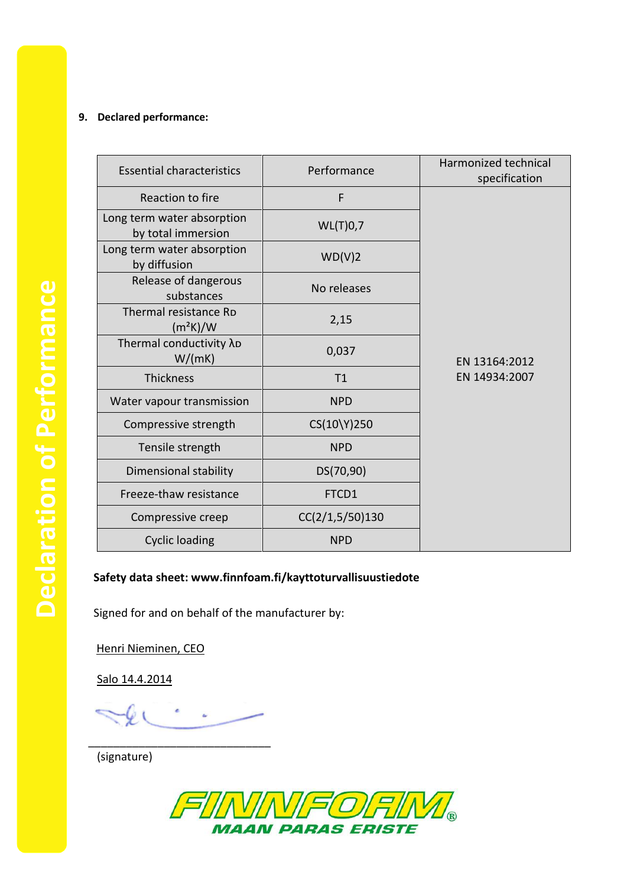**9. Declared performance:**

| Essential characteristics | Performance | Harmonized technical specification |
|---|---|---|
| Reaction to fire | F | EN 13164:2012<br>EN 14934:2007 |
| Long term water absorption by total immersion | WL(T)0,7 | |
| Long term water absorption by diffusion | WD(V)2 | |
| Release of dangerous substances | No releases | |
| Thermal resistance $R_D$ $(m^2K)/W$ | 2,15 | |
| Thermal conductivity $\lambda_D$ W/(mK) | 0,037 | |
| Thickness | T1 | |
| Water vapour transmission | NPD | |
| Compressive strength | CS(10\Y)250 | |
| Tensile strength | NPD | |
| Dimensional stability | DS(70,90) | |
| Freeze-thaw resistance | FTCD1 | |
| Compressive creep | CC(2/1,5/50)130 | |
| Cyclic loading | NPD | |

**Safety data sheet: www.finnfoam.fi/kayttoturvallisuustiedote**

Signed for and on behalf of the manufacturer by:

Henri Nieminen, CEO

Salo 14.4.2014

______________________________
(signature)

FINNFOAM®
MAAN PARAS ERISTE